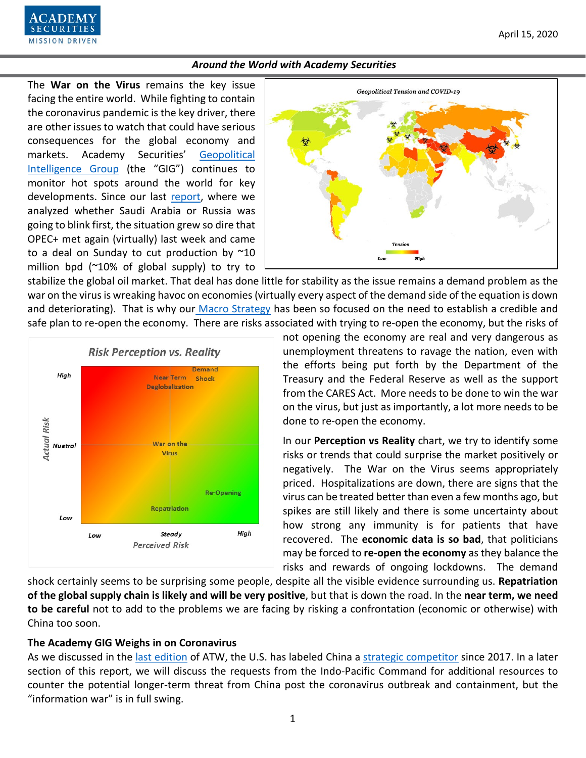## Around the World with Academy Securities

The **War on the Virus** remains the key issue facing the entire world. While fighting to contain the coronavirus pandemic is the key driver, there are other issues to watch that could have serious consequences for the global economy and markets. Academy Securities' Geopolitical Intelligence Group (the "GIG") continues to monitor hot spots around the world for key developments. Since our last report, where we analyzed whether Saudi Arabia or Russia was going to blink first, the situation grew so dire that OPEC+ met again (virtually) last week and came to a deal on Sunday to cut production by ~10 million bpd (~10% of global supply) to try to stabilize the global oil market. That deal has done little for stability as the issue remains a demand problem as the war on the virus is wreaking havoc on economies (virtually every aspect of the demand side of the equation is down and deteriorating). That is why our Macro Strategy has been so focused on the need to establish a credible and safe plan to re-open the economy. There are risks associated with trying to re-open the economy, but the risks of not opening the economy are real and very dangerous as unemployment threatens to ravage the nation, even with the efforts being put forth by the Department of the Treasury and the Federal Reserve as well as the support from the CARES Act. More needs to be done to win the war on the virus, but just as importantly, a lot more needs to be done to re-open the economy.

In our **Perception vs Reality** chart, we try to identify some risks or trends that could surprise the market positively or negatively. The War on the Virus seems appropriately priced. Hospitalizations are down, there are signs that the virus can be treated better than even a few months ago, but spikes are still likely and there is some uncertainty about how strong any immunity is for patients that have recovered. The **economic data is so bad**, that politicians may be forced to **re-open the economy** as they balance the risks and rewards of ongoing lockdowns. The demand shock certainly seems to be surprising some people, despite all the visible evidence surrounding us. **Repatriation of the global supply chain is likely and will be very positive**, but that is down the road. In the **near term, we need to be careful** not to add to the problems we are facing by risking a confrontation (economic or otherwise) with China too soon.

### The Academy GIG Weighs in on Coronavirus

As we discussed in the last edition of ATW, the U.S. has labeled China a strategic competitor since 2017. In a later section of this report, we will discuss the requests from the Indo-Pacific Command for additional resources to counter the potential longer-term threat from China post the coronavirus outbreak and containment, but the "information war" is in full swing.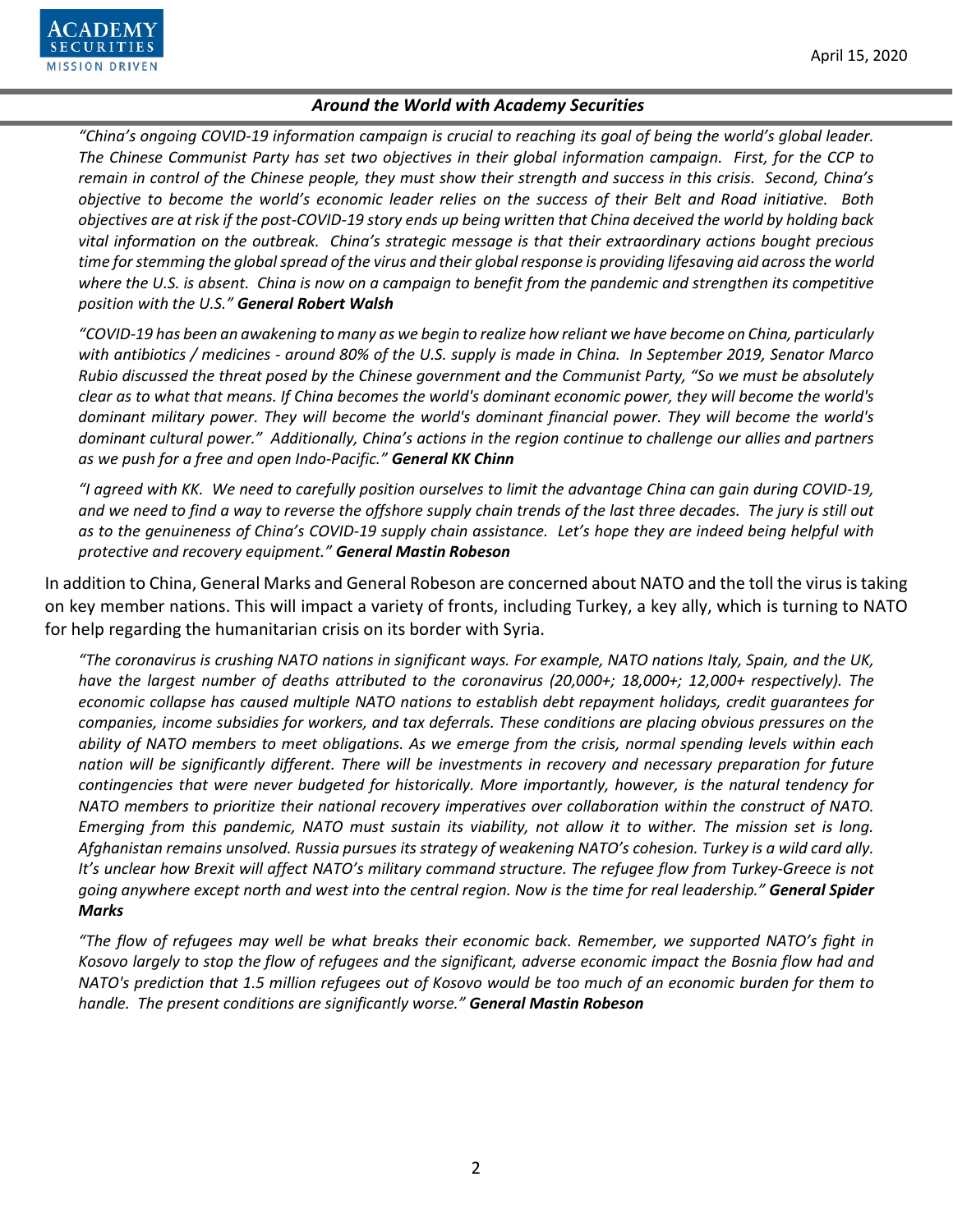*"China's ongoing COVID-19 information campaign is crucial to reaching its goal of being the world's global leader. The Chinese Communist Party has set two objectives in their global information campaign. First, for the CCP to remain in control of the Chinese people, they must show their strength and success in this crisis. Second, China's objective to become the world's economic leader relies on the success of their Belt and Road initiative. Both objectives are at risk if the post-COVID-19 story ends up being written that China deceived the world by holding back vital information on the outbreak. China's strategic message is that their extraordinary actions bought precious time for stemming the global spread of the virus and their global response is providing lifesaving aid across the world where the U.S. is absent. China is now on a campaign to benefit from the pandemic and strengthen its competitive position with the U.S."* ***General Robert Walsh***

*"COVID-19 has been an awakening to many as we begin to realize how reliant we have become on China, particularly with antibiotics / medicines - around 80% of the U.S. supply is made in China. In September 2019, Senator Marco Rubio discussed the threat posed by the Chinese government and the Communist Party, "So we must be absolutely clear as to what that means. If China becomes the world's dominant economic power, they will become the world's dominant military power. They will become the world's dominant financial power. They will become the world's dominant cultural power." Additionally, China's actions in the region continue to challenge our allies and partners as we push for a free and open Indo-Pacific."* ***General KK Chinn***

*"I agreed with KK. We need to carefully position ourselves to limit the advantage China can gain during COVID-19, and we need to find a way to reverse the offshore supply chain trends of the last three decades. The jury is still out as to the genuineness of China's COVID-19 supply chain assistance. Let's hope they are indeed being helpful with protective and recovery equipment."* ***General Mastin Robeson***

In addition to China, General Marks and General Robeson are concerned about NATO and the toll the virus is taking on key member nations. This will impact a variety of fronts, including Turkey, a key ally, which is turning to NATO for help regarding the humanitarian crisis on its border with Syria.

*"The coronavirus is crushing NATO nations in significant ways. For example, NATO nations Italy, Spain, and the UK, have the largest number of deaths attributed to the coronavirus (20,000+; 18,000+; 12,000+ respectively). The economic collapse has caused multiple NATO nations to establish debt repayment holidays, credit guarantees for companies, income subsidies for workers, and tax deferrals. These conditions are placing obvious pressures on the ability of NATO members to meet obligations. As we emerge from the crisis, normal spending levels within each nation will be significantly different. There will be investments in recovery and necessary preparation for future contingencies that were never budgeted for historically. More importantly, however, is the natural tendency for NATO members to prioritize their national recovery imperatives over collaboration within the construct of NATO. Emerging from this pandemic, NATO must sustain its viability, not allow it to wither. The mission set is long. Afghanistan remains unsolved. Russia pursues its strategy of weakening NATO's cohesion. Turkey is a wild card ally. It's unclear how Brexit will affect NATO's military command structure. The refugee flow from Turkey-Greece is not going anywhere except north and west into the central region. Now is the time for real leadership."* ***General Spider Marks***

*"The flow of refugees may well be what breaks their economic back. Remember, we supported NATO's fight in Kosovo largely to stop the flow of refugees and the significant, adverse economic impact the Bosnia flow had and NATO's prediction that 1.5 million refugees out of Kosovo would be too much of an economic burden for them to handle. The present conditions are significantly worse."* ***General Mastin Robeson***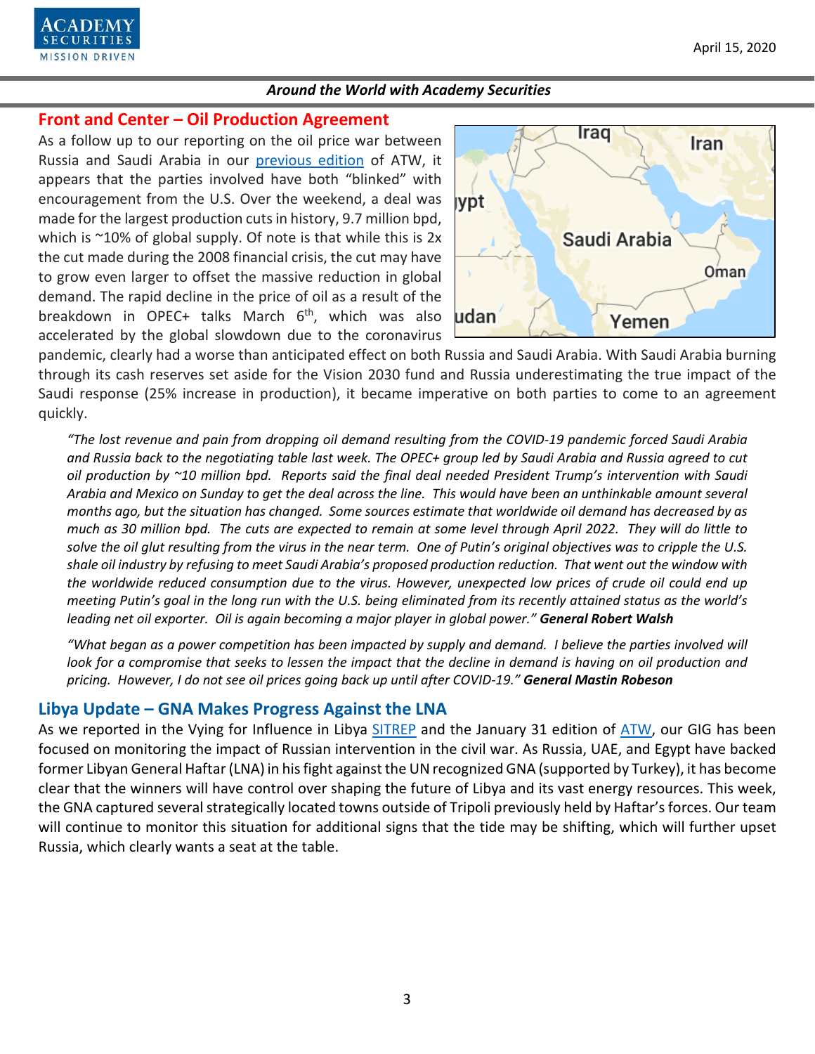## Front and Center – Oil Production Agreement

As a follow up to our reporting on the oil price war between Russia and Saudi Arabia in our previous edition of ATW, it appears that the parties involved have both "blinked" with encouragement from the U.S. Over the weekend, a deal was made for the largest production cuts in history, 9.7 million bpd, which is ~10% of global supply. Of note is that while this is 2x the cut made during the 2008 financial crisis, the cut may have to grow even larger to offset the massive reduction in global demand. The rapid decline in the price of oil as a result of the breakdown in OPEC+ talks March 6th, which was also accelerated by the global slowdown due to the coronavirus pandemic, clearly had a worse than anticipated effect on both Russia and Saudi Arabia. With Saudi Arabia burning through its cash reserves set aside for the Vision 2030 fund and Russia underestimating the true impact of the Saudi response (25% increase in production), it became imperative on both parties to come to an agreement quickly.

*"The lost revenue and pain from dropping oil demand resulting from the COVID-19 pandemic forced Saudi Arabia and Russia back to the negotiating table last week. The OPEC+ group led by Saudi Arabia and Russia agreed to cut oil production by ~10 million bpd. Reports said the final deal needed President Trump's intervention with Saudi Arabia and Mexico on Sunday to get the deal across the line. This would have been an unthinkable amount several months ago, but the situation has changed. Some sources estimate that worldwide oil demand has decreased by as much as 30 million bpd. The cuts are expected to remain at some level through April 2022. They will do little to solve the oil glut resulting from the virus in the near term. One of Putin's original objectives was to cripple the U.S. shale oil industry by refusing to meet Saudi Arabia's proposed production reduction. That went out the window with the worldwide reduced consumption due to the virus. However, unexpected low prices of crude oil could end up meeting Putin's goal in the long run with the U.S. being eliminated from its recently attained status as the world's leading net oil exporter. Oil is again becoming a major player in global power."* ***General Robert Walsh***

*"What began as a power competition has been impacted by supply and demand. I believe the parties involved will look for a compromise that seeks to lessen the impact that the decline in demand is having on oil production and pricing. However, I do not see oil prices going back up until after COVID-19."* ***General Mastin Robeson***

## Libya Update – GNA Makes Progress Against the LNA

As we reported in the Vying for Influence in Libya SITREP and the January 31 edition of ATW, our GIG has been focused on monitoring the impact of Russian intervention in the civil war. As Russia, UAE, and Egypt have backed former Libyan General Haftar (LNA) in his fight against the UN recognized GNA (supported by Turkey), it has become clear that the winners will have control over shaping the future of Libya and its vast energy resources. This week, the GNA captured several strategically located towns outside of Tripoli previously held by Haftar's forces. Our team will continue to monitor this situation for additional signs that the tide may be shifting, which will further upset Russia, which clearly wants a seat at the table.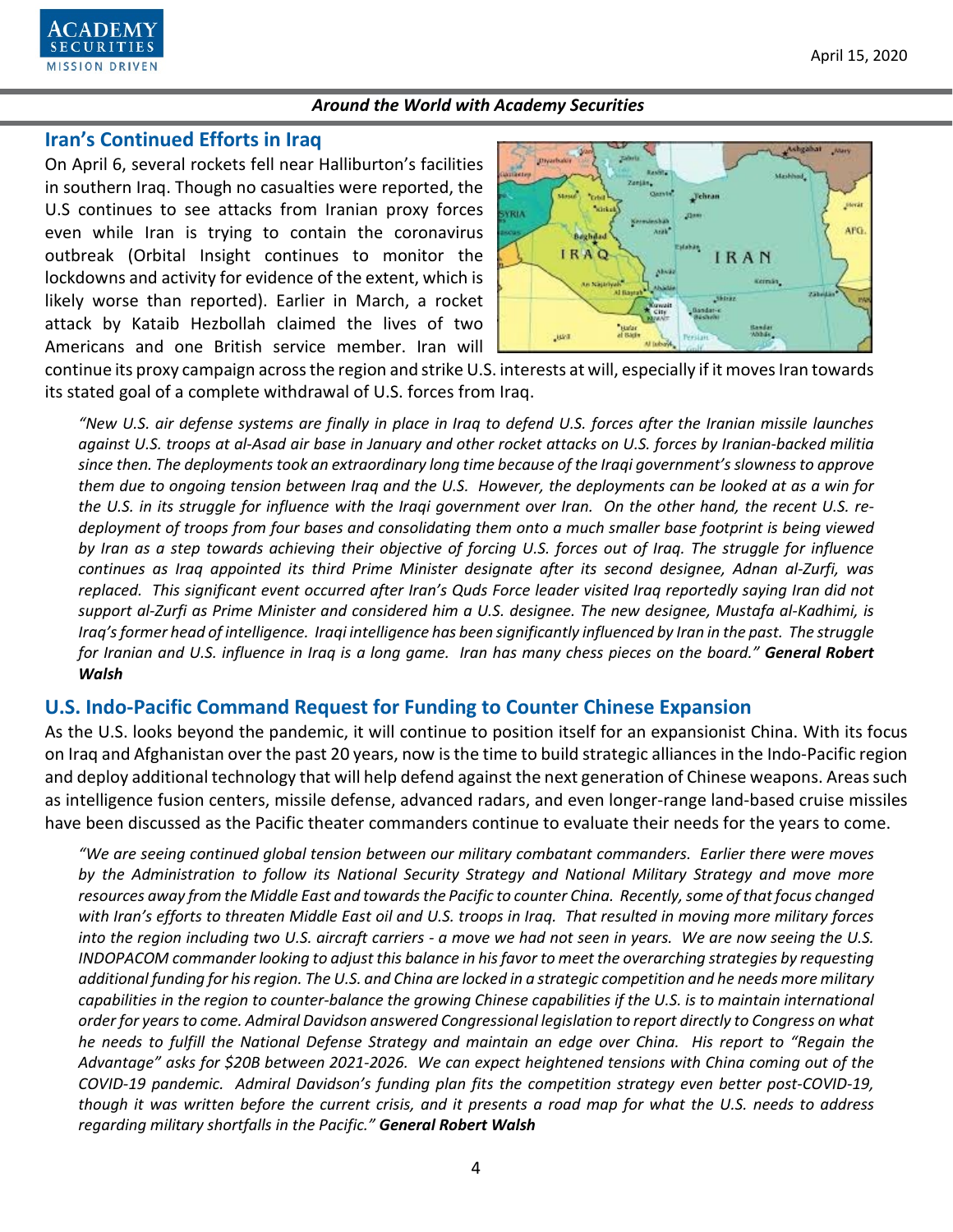## Iran's Continued Efforts in Iraq

On April 6, several rockets fell near Halliburton's facilities in southern Iraq. Though no casualties were reported, the U.S continues to see attacks from Iranian proxy forces even while Iran is trying to contain the coronavirus outbreak (Orbital Insight continues to monitor the lockdowns and activity for evidence of the extent, which is likely worse than reported). Earlier in March, a rocket attack by Kataib Hezbollah claimed the lives of two Americans and one British service member. Iran will continue its proxy campaign across the region and strike U.S. interests at will, especially if it moves Iran towards its stated goal of a complete withdrawal of U.S. forces from Iraq.

*"New U.S. air defense systems are finally in place in Iraq to defend U.S. forces after the Iranian missile launches against U.S. troops at al-Asad air base in January and other rocket attacks on U.S. forces by Iranian-backed militia since then. The deployments took an extraordinary long time because of the Iraqi government's slowness to approve them due to ongoing tension between Iraq and the U.S. However, the deployments can be looked at as a win for the U.S. in its struggle for influence with the Iraqi government over Iran. On the other hand, the recent U.S. re-deployment of troops from four bases and consolidating them onto a much smaller base footprint is being viewed by Iran as a step towards achieving their objective of forcing U.S. forces out of Iraq. The struggle for influence continues as Iraq appointed its third Prime Minister designate after its second designee, Adnan al-Zurfi, was replaced. This significant event occurred after Iran's Quds Force leader visited Iraq reportedly saying Iran did not support al-Zurfi as Prime Minister and considered him a U.S. designee. The new designee, Mustafa al-Kadhimi, is Iraq's former head of intelligence. Iraqi intelligence has been significantly influenced by Iran in the past. The struggle for Iranian and U.S. influence in Iraq is a long game. Iran has many chess pieces on the board."* ***General Robert Walsh***

## U.S. Indo-Pacific Command Request for Funding to Counter Chinese Expansion

As the U.S. looks beyond the pandemic, it will continue to position itself for an expansionist China. With its focus on Iraq and Afghanistan over the past 20 years, now is the time to build strategic alliances in the Indo-Pacific region and deploy additional technology that will help defend against the next generation of Chinese weapons. Areas such as intelligence fusion centers, missile defense, advanced radars, and even longer-range land-based cruise missiles have been discussed as the Pacific theater commanders continue to evaluate their needs for the years to come.

*"We are seeing continued global tension between our military combatant commanders. Earlier there were moves by the Administration to follow its National Security Strategy and National Military Strategy and move more resources away from the Middle East and towards the Pacific to counter China. Recently, some of that focus changed with Iran's efforts to threaten Middle East oil and U.S. troops in Iraq. That resulted in moving more military forces into the region including two U.S. aircraft carriers - a move we had not seen in years. We are now seeing the U.S. INDOPACOM commander looking to adjust this balance in his favor to meet the overarching strategies by requesting additional funding for his region. The U.S. and China are locked in a strategic competition and he needs more military capabilities in the region to counter-balance the growing Chinese capabilities if the U.S. is to maintain international order for years to come. Admiral Davidson answered Congressional legislation to report directly to Congress on what he needs to fulfill the National Defense Strategy and maintain an edge over China. His report to "Regain the Advantage" asks for $20B between 2021-2026. We can expect heightened tensions with China coming out of the COVID-19 pandemic. Admiral Davidson's funding plan fits the competition strategy even better post-COVID-19, though it was written before the current crisis, and it presents a road map for what the U.S. needs to address regarding military shortfalls in the Pacific."* ***General Robert Walsh***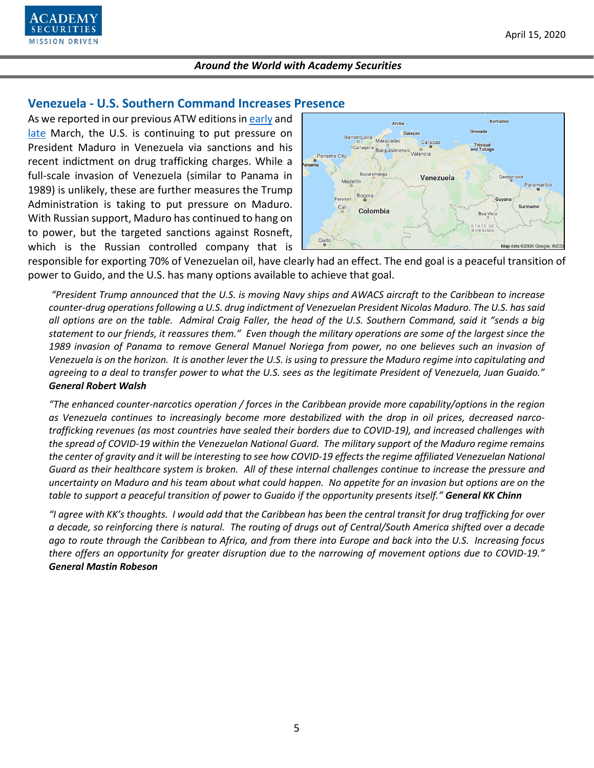## Venezuela - U.S. Southern Command Increases Presence

As we reported in our previous ATW editions in early and late March, the U.S. is continuing to put pressure on President Maduro in Venezuela via sanctions and his recent indictment on drug trafficking charges. While a full-scale invasion of Venezuela (similar to Panama in 1989) is unlikely, these are further measures the Trump Administration is taking to put pressure on Maduro. With Russian support, Maduro has continued to hang on to power, but the targeted sanctions against Rosneft, which is the Russian controlled company that is responsible for exporting 70% of Venezuelan oil, have clearly had an effect. The end goal is a peaceful transition of power to Guido, and the U.S. has many options available to achieve that goal.

*"President Trump announced that the U.S. is moving Navy ships and AWACS aircraft to the Caribbean to increase counter-drug operations following a U.S. drug indictment of Venezuelan President Nicolas Maduro. The U.S. has said all options are on the table. Admiral Craig Faller, the head of the U.S. Southern Command, said it "sends a big statement to our friends, it reassures them." Even though the military operations are some of the largest since the 1989 invasion of Panama to remove General Manuel Noriega from power, no one believes such an invasion of Venezuela is on the horizon. It is another lever the U.S. is using to pressure the Maduro regime into capitulating and agreeing to a deal to transfer power to what the U.S. sees as the legitimate President of Venezuela, Juan Guaido."* ***General Robert Walsh***

*"The enhanced counter-narcotics operation / forces in the Caribbean provide more capability/options in the region as Venezuela continues to increasingly become more destabilized with the drop in oil prices, decreased narco-trafficking revenues (as most countries have sealed their borders due to COVID-19), and increased challenges with the spread of COVID-19 within the Venezuelan National Guard. The military support of the Maduro regime remains the center of gravity and it will be interesting to see how COVID-19 effects the regime affiliated Venezuelan National Guard as their healthcare system is broken. All of these internal challenges continue to increase the pressure and uncertainty on Maduro and his team about what could happen. No appetite for an invasion but options are on the table to support a peaceful transition of power to Guaido if the opportunity presents itself."* ***General KK Chinn***

*"I agree with KK's thoughts. I would add that the Caribbean has been the central transit for drug trafficking for over a decade, so reinforcing there is natural. The routing of drugs out of Central/South America shifted over a decade ago to route through the Caribbean to Africa, and from there into Europe and back into the U.S. Increasing focus there offers an opportunity for greater disruption due to the narrowing of movement options due to COVID-19."* ***General Mastin Robeson***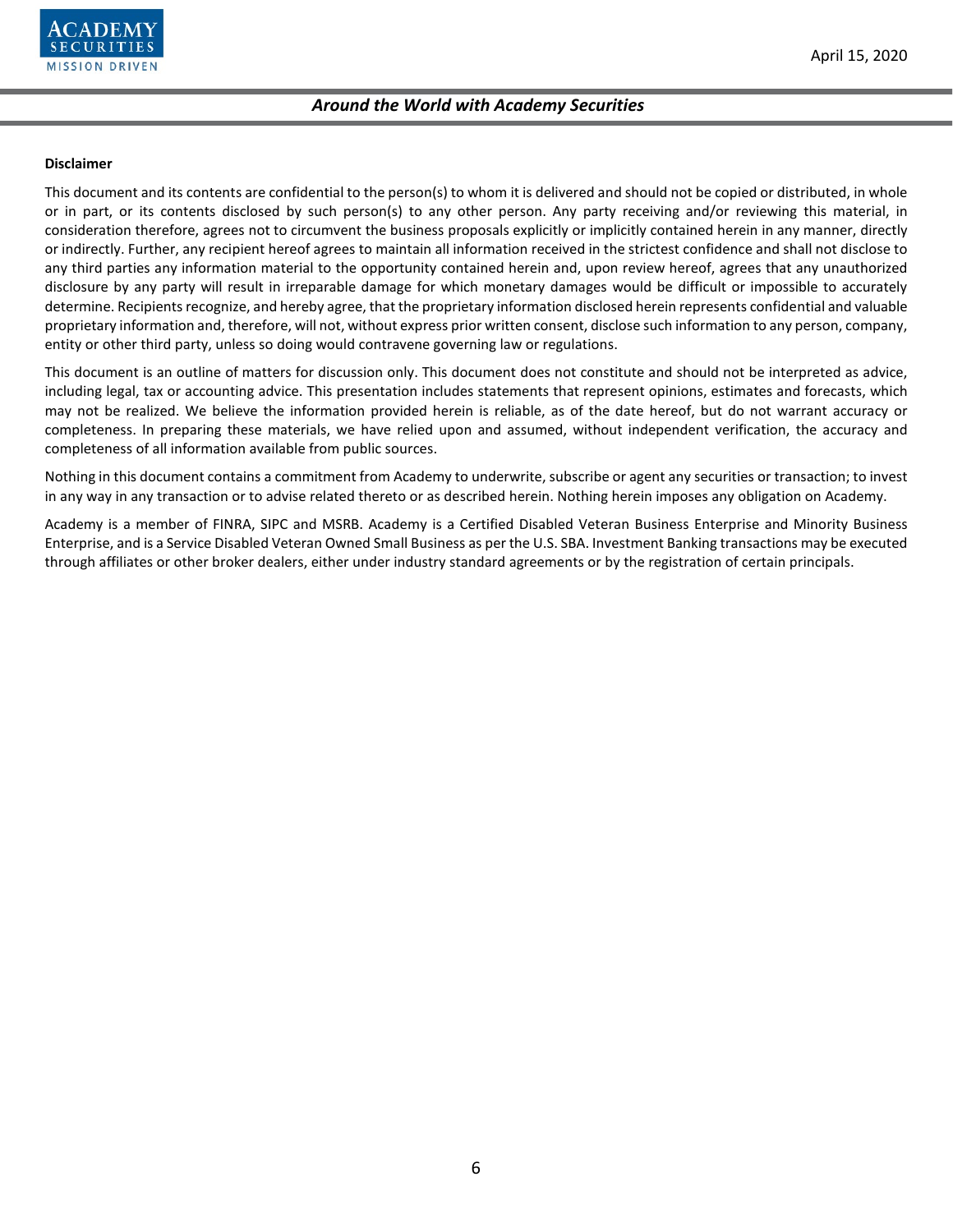**Disclaimer**

This document and its contents are confidential to the person(s) to whom it is delivered and should not be copied or distributed, in whole or in part, or its contents disclosed by such person(s) to any other person. Any party receiving and/or reviewing this material, in consideration therefore, agrees not to circumvent the business proposals explicitly or implicitly contained herein in any manner, directly or indirectly. Further, any recipient hereof agrees to maintain all information received in the strictest confidence and shall not disclose to any third parties any information material to the opportunity contained herein and, upon review hereof, agrees that any unauthorized disclosure by any party will result in irreparable damage for which monetary damages would be difficult or impossible to accurately determine. Recipients recognize, and hereby agree, that the proprietary information disclosed herein represents confidential and valuable proprietary information and, therefore, will not, without express prior written consent, disclose such information to any person, company, entity or other third party, unless so doing would contravene governing law or regulations.

This document is an outline of matters for discussion only. This document does not constitute and should not be interpreted as advice, including legal, tax or accounting advice. This presentation includes statements that represent opinions, estimates and forecasts, which may not be realized. We believe the information provided herein is reliable, as of the date hereof, but do not warrant accuracy or completeness. In preparing these materials, we have relied upon and assumed, without independent verification, the accuracy and completeness of all information available from public sources.

Nothing in this document contains a commitment from Academy to underwrite, subscribe or agent any securities or transaction; to invest in any way in any transaction or to advise related thereto or as described herein. Nothing herein imposes any obligation on Academy.

Academy is a member of FINRA, SIPC and MSRB. Academy is a Certified Disabled Veteran Business Enterprise and Minority Business Enterprise, and is a Service Disabled Veteran Owned Small Business as per the U.S. SBA. Investment Banking transactions may be executed through affiliates or other broker dealers, either under industry standard agreements or by the registration of certain principals.